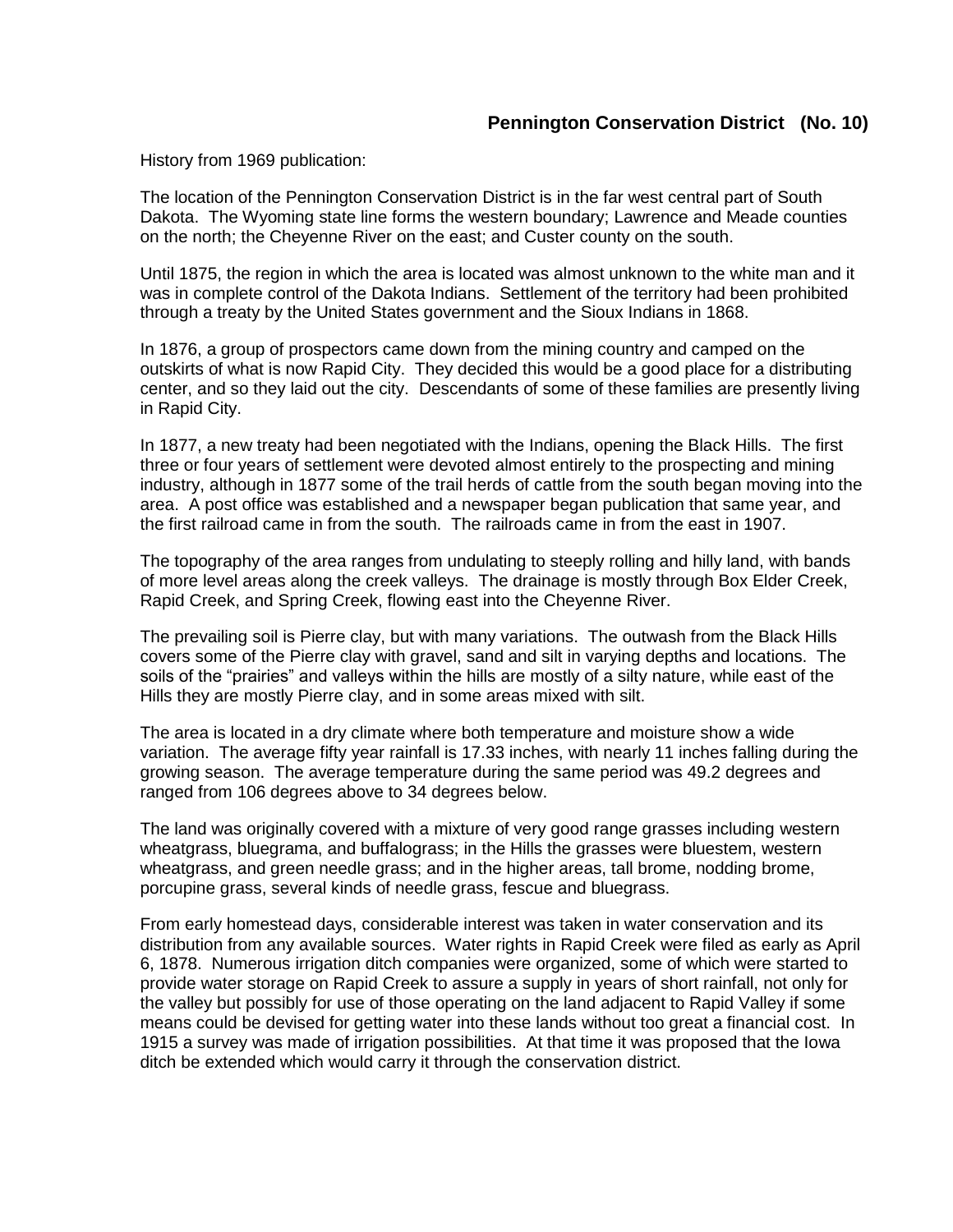# Pennington Conservation District (No. 10)

History from 1969 publication:

The location of the Pennington Conservation District is in the far west central part of South Dakota. The Wyoming state line forms the western boundary; Lawrence and Meade counties on the north; the Cheyenne River on the east; and Custer county on the south.

Until 1875, the region in which the area is located was almost unknown to the white man and it was in complete control of the Dakota Indians. Settlement of the territory had been prohibited through a treaty by the United States government and the Sioux Indians in 1868.

In 1876, a group of prospectors came down from the mining country and camped on the outskirts of what is now Rapid City. They decided this would be a good place for a distributing center, and so they laid out the city. Descendants of some of these families are presently living in Rapid City.

In 1877, a new treaty had been negotiated with the Indians, opening the Black Hills. The first three or four years of settlement were devoted almost entirely to the prospecting and mining industry, although in 1877 some of the trail herds of cattle from the south began moving into the area. A post office was established and a newspaper began publication that same year, and the first railroad came in from the south. The railroads came in from the east in 1907.

The topography of the area ranges from undulating to steeply rolling and hilly land, with bands of more level areas along the creek valleys. The drainage is mostly through Box Elder Creek, Rapid Creek, and Spring Creek, flowing east into the Cheyenne River.

The prevailing soil is Pierre clay, but with many variations. The outwash from the Black Hills covers some of the Pierre clay with gravel, sand and silt in varying depths and locations. The soils of the "prairies" and valleys within the hills are mostly of a silty nature, while east of the Hills they are mostly Pierre clay, and in some areas mixed with silt.

The area is located in a dry climate where both temperature and moisture show a wide variation. The average fifty year rainfall is 17.33 inches, with nearly 11 inches falling during the growing season. The average temperature during the same period was 49.2 degrees and ranged from 106 degrees above to 34 degrees below.

The land was originally covered with a mixture of very good range grasses including western wheatgrass, bluegrama, and buffalograss; in the Hills the grasses were bluestem, western wheatgrass, and green needle grass; and in the higher areas, tall brome, nodding brome, porcupine grass, several kinds of needle grass, fescue and bluegrass.

From early homestead days, considerable interest was taken in water conservation and its distribution from any available sources. Water rights in Rapid Creek were filed as early as April 6, 1878. Numerous irrigation ditch companies were organized, some of which were started to provide water storage on Rapid Creek to assure a supply in years of short rainfall, not only for the valley but possibly for use of those operating on the land adjacent to Rapid Valley if some means could be devised for getting water into these lands without too great a financial cost. In 1915 a survey was made of irrigation possibilities. At that time it was proposed that the Iowa ditch be extended which would carry it through the conservation district.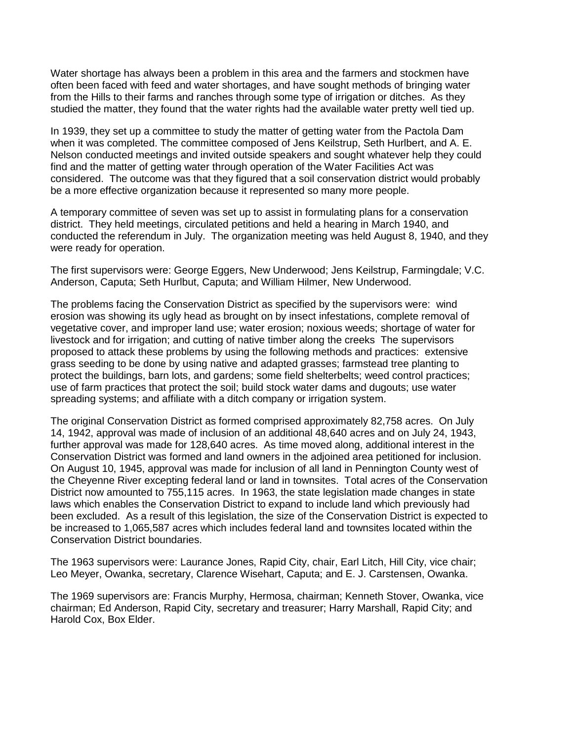Water shortage has always been a problem in this area and the farmers and stockmen have often been faced with feed and water shortages, and have sought methods of bringing water from the Hills to their farms and ranches through some type of irrigation or ditches. As they studied the matter, they found that the water rights had the available water pretty well tied up.

In 1939, they set up a committee to study the matter of getting water from the Pactola Dam when it was completed. The committee composed of Jens Keilstrup, Seth Hurlbert, and A. E. Nelson conducted meetings and invited outside speakers and sought whatever help they could find and the matter of getting water through operation of the Water Facilities Act was considered. The outcome was that they figured that a soil conservation district would probably be a more effective organization because it represented so many more people.

A temporary committee of seven was set up to assist in formulating plans for a conservation district. They held meetings, circulated petitions and held a hearing in March 1940, and conducted the referendum in July. The organization meeting was held August 8, 1940, and they were ready for operation.

The first supervisors were: George Eggers, New Underwood; Jens Keilstrup, Farmingdale; V.C. Anderson, Caputa; Seth Hurlbut, Caputa; and William Hilmer, New Underwood.

The problems facing the Conservation District as specified by the supervisors were: wind erosion was showing its ugly head as brought on by insect infestations, complete removal of vegetative cover, and improper land use; water erosion; noxious weeds; shortage of water for livestock and for irrigation; and cutting of native timber along the creeks The supervisors proposed to attack these problems by using the following methods and practices: extensive grass seeding to be done by using native and adapted grasses; farmstead tree planting to protect the buildings, barn lots, and gardens; some field shelterbelts; weed control practices; use of farm practices that protect the soil; build stock water dams and dugouts; use water spreading systems; and affiliate with a ditch company or irrigation system.

The original Conservation District as formed comprised approximately 82,758 acres. On July 14, 1942, approval was made of inclusion of an additional 48,640 acres and on July 24, 1943, further approval was made for 128,640 acres. As time moved along, additional interest in the Conservation District was formed and land owners in the adjoined area petitioned for inclusion. On August 10, 1945, approval was made for inclusion of all land in Pennington County west of the Cheyenne River excepting federal land or land in townsites. Total acres of the Conservation District now amounted to 755,115 acres. In 1963, the state legislation made changes in state laws which enables the Conservation District to expand to include land which previously had been excluded. As a result of this legislation, the size of the Conservation District is expected to be increased to 1,065,587 acres which includes federal land and townsites located within the Conservation District boundaries.

The 1963 supervisors were: Laurance Jones, Rapid City, chair, Earl Litch, Hill City, vice chair; Leo Meyer, Owanka, secretary, Clarence Wisehart, Caputa; and E. J. Carstensen, Owanka.

The 1969 supervisors are: Francis Murphy, Hermosa, chairman; Kenneth Stover, Owanka, vice chairman; Ed Anderson, Rapid City, secretary and treasurer; Harry Marshall, Rapid City; and Harold Cox, Box Elder.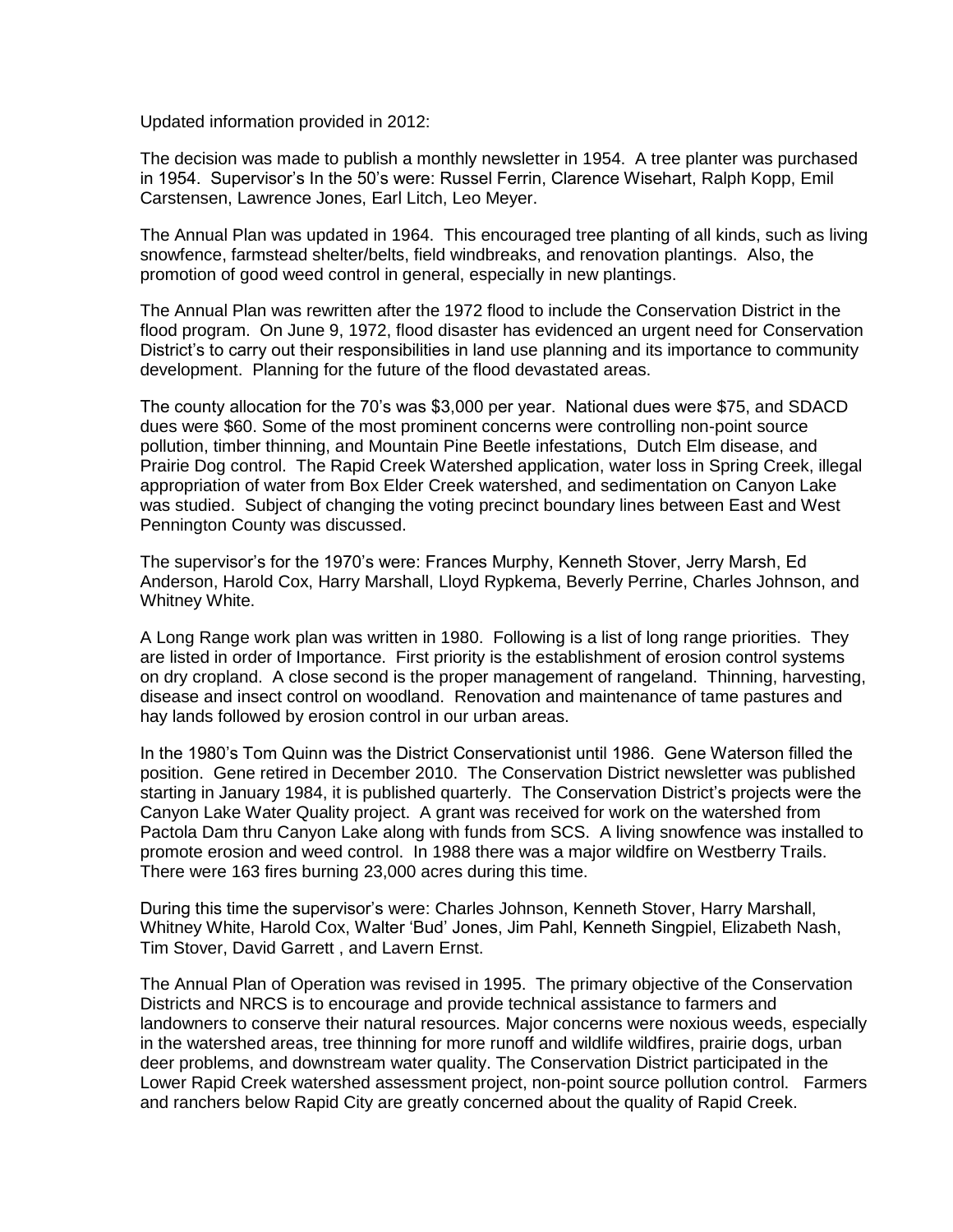Updated information provided in 2012:

The decision was made to publish a monthly newsletter in 1954. A tree planter was purchased in 1954. Supervisor's In the 50's were: Russel Ferrin, Clarence Wisehart, Ralph Kopp, Emil Carstensen, Lawrence Jones, Earl Litch, Leo Meyer.

The Annual Plan was updated in 1964. This encouraged tree planting of all kinds, such as living snowfence, farmstead shelter/belts, field windbreaks, and renovation plantings. Also, the promotion of good weed control in general, especially in new plantings.

The Annual Plan was rewritten after the 1972 flood to include the Conservation District in the flood program. On June 9, 1972, flood disaster has evidenced an urgent need for Conservation District's to carry out their responsibilities in land use planning and its importance to community development. Planning for the future of the flood devastated areas.

The county allocation for the 70's was $3,000 per year. National dues were $75, and SDACD dues were $60. Some of the most prominent concerns were controlling non-point source pollution, timber thinning, and Mountain Pine Beetle infestations, Dutch Elm disease, and Prairie Dog control. The Rapid Creek Watershed application, water loss in Spring Creek, illegal appropriation of water from Box Elder Creek watershed, and sedimentation on Canyon Lake was studied. Subject of changing the voting precinct boundary lines between East and West Pennington County was discussed.

The supervisor's for the 1970's were: Frances Murphy, Kenneth Stover, Jerry Marsh, Ed Anderson, Harold Cox, Harry Marshall, Lloyd Rypkema, Beverly Perrine, Charles Johnson, and Whitney White.

A Long Range work plan was written in 1980. Following is a list of long range priorities. They are listed in order of Importance. First priority is the establishment of erosion control systems on dry cropland. A close second is the proper management of rangeland. Thinning, harvesting, disease and insect control on woodland. Renovation and maintenance of tame pastures and hay lands followed by erosion control in our urban areas.

In the 1980's Tom Quinn was the District Conservationist until 1986. Gene Waterson filled the position. Gene retired in December 2010. The Conservation District newsletter was published starting in January 1984, it is published quarterly. The Conservation District's projects were the Canyon Lake Water Quality project. A grant was received for work on the watershed from Pactola Dam thru Canyon Lake along with funds from SCS. A living snowfence was installed to promote erosion and weed control. In 1988 there was a major wildfire on Westberry Trails. There were 163 fires burning 23,000 acres during this time.

During this time the supervisor's were: Charles Johnson, Kenneth Stover, Harry Marshall, Whitney White, Harold Cox, Walter 'Bud' Jones, Jim Pahl, Kenneth Singpiel, Elizabeth Nash, Tim Stover, David Garrett , and Lavern Ernst.

The Annual Plan of Operation was revised in 1995. The primary objective of the Conservation Districts and NRCS is to encourage and provide technical assistance to farmers and landowners to conserve their natural resources. Major concerns were noxious weeds, especially in the watershed areas, tree thinning for more runoff and wildlife wildfires, prairie dogs, urban deer problems, and downstream water quality. The Conservation District participated in the Lower Rapid Creek watershed assessment project, non-point source pollution control. Farmers and ranchers below Rapid City are greatly concerned about the quality of Rapid Creek.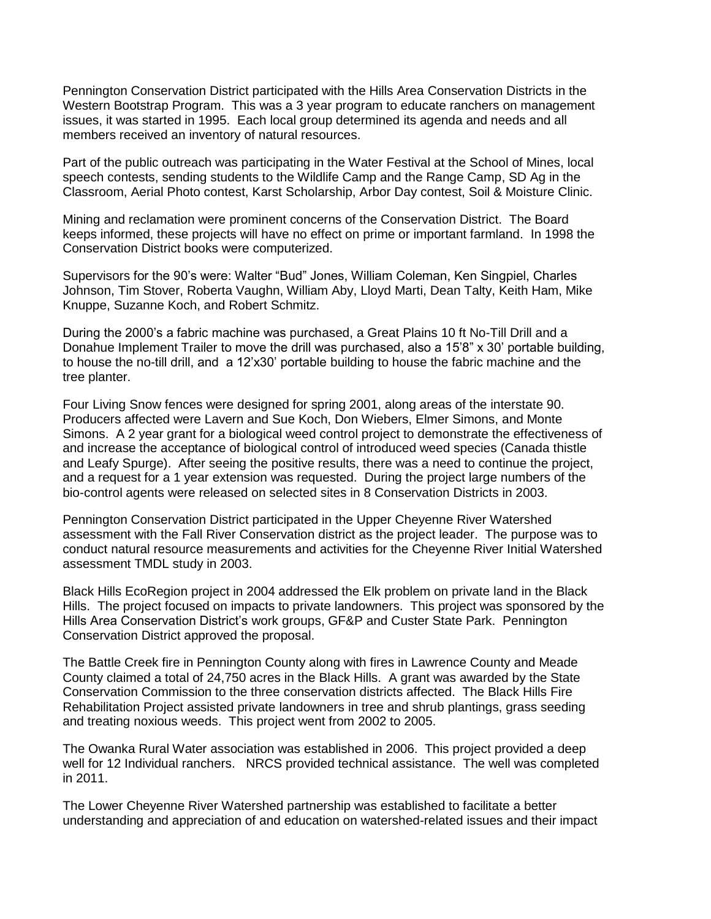Pennington Conservation District participated with the Hills Area Conservation Districts in the Western Bootstrap Program. This was a 3 year program to educate ranchers on management issues, it was started in 1995. Each local group determined its agenda and needs and all members received an inventory of natural resources.

Part of the public outreach was participating in the Water Festival at the School of Mines, local speech contests, sending students to the Wildlife Camp and the Range Camp, SD Ag in the Classroom, Aerial Photo contest, Karst Scholarship, Arbor Day contest, Soil & Moisture Clinic.

Mining and reclamation were prominent concerns of the Conservation District. The Board keeps informed, these projects will have no effect on prime or important farmland. In 1998 the Conservation District books were computerized.

Supervisors for the 90's were: Walter "Bud" Jones, William Coleman, Ken Singpiel, Charles Johnson, Tim Stover, Roberta Vaughn, William Aby, Lloyd Marti, Dean Talty, Keith Ham, Mike Knuppe, Suzanne Koch, and Robert Schmitz.

During the 2000's a fabric machine was purchased, a Great Plains 10 ft No-Till Drill and a Donahue Implement Trailer to move the drill was purchased, also a 15'8" x 30' portable building, to house the no-till drill, and a 12'x30' portable building to house the fabric machine and the tree planter.

Four Living Snow fences were designed for spring 2001, along areas of the interstate 90. Producers affected were Lavern and Sue Koch, Don Wiebers, Elmer Simons, and Monte Simons. A 2 year grant for a biological weed control project to demonstrate the effectiveness of and increase the acceptance of biological control of introduced weed species (Canada thistle and Leafy Spurge). After seeing the positive results, there was a need to continue the project, and a request for a 1 year extension was requested. During the project large numbers of the bio-control agents were released on selected sites in 8 Conservation Districts in 2003.

Pennington Conservation District participated in the Upper Cheyenne River Watershed assessment with the Fall River Conservation district as the project leader. The purpose was to conduct natural resource measurements and activities for the Cheyenne River Initial Watershed assessment TMDL study in 2003.

Black Hills EcoRegion project in 2004 addressed the Elk problem on private land in the Black Hills. The project focused on impacts to private landowners. This project was sponsored by the Hills Area Conservation District's work groups, GF&P and Custer State Park. Pennington Conservation District approved the proposal.

The Battle Creek fire in Pennington County along with fires in Lawrence County and Meade County claimed a total of 24,750 acres in the Black Hills. A grant was awarded by the State Conservation Commission to the three conservation districts affected. The Black Hills Fire Rehabilitation Project assisted private landowners in tree and shrub plantings, grass seeding and treating noxious weeds. This project went from 2002 to 2005.

The Owanka Rural Water association was established in 2006. This project provided a deep well for 12 Individual ranchers. NRCS provided technical assistance. The well was completed in 2011.

The Lower Cheyenne River Watershed partnership was established to facilitate a better understanding and appreciation of and education on watershed-related issues and their impact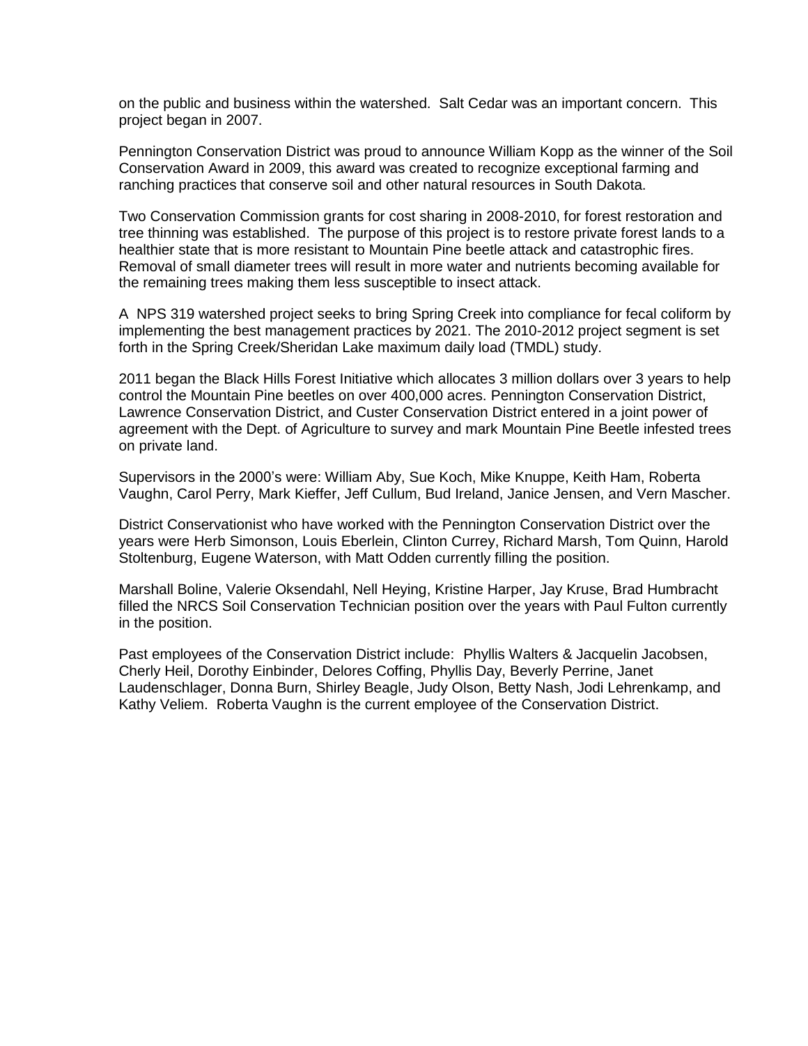on the public and business within the watershed. Salt Cedar was an important concern. This project began in 2007.

Pennington Conservation District was proud to announce William Kopp as the winner of the Soil Conservation Award in 2009, this award was created to recognize exceptional farming and ranching practices that conserve soil and other natural resources in South Dakota.

Two Conservation Commission grants for cost sharing in 2008-2010, for forest restoration and tree thinning was established. The purpose of this project is to restore private forest lands to a healthier state that is more resistant to Mountain Pine beetle attack and catastrophic fires. Removal of small diameter trees will result in more water and nutrients becoming available for the remaining trees making them less susceptible to insect attack.

A NPS 319 watershed project seeks to bring Spring Creek into compliance for fecal coliform by implementing the best management practices by 2021. The 2010-2012 project segment is set forth in the Spring Creek/Sheridan Lake maximum daily load (TMDL) study.

2011 began the Black Hills Forest Initiative which allocates 3 million dollars over 3 years to help control the Mountain Pine beetles on over 400,000 acres. Pennington Conservation District, Lawrence Conservation District, and Custer Conservation District entered in a joint power of agreement with the Dept. of Agriculture to survey and mark Mountain Pine Beetle infested trees on private land.

Supervisors in the 2000's were: William Aby, Sue Koch, Mike Knuppe, Keith Ham, Roberta Vaughn, Carol Perry, Mark Kieffer, Jeff Cullum, Bud Ireland, Janice Jensen, and Vern Mascher.

District Conservationist who have worked with the Pennington Conservation District over the years were Herb Simonson, Louis Eberlein, Clinton Currey, Richard Marsh, Tom Quinn, Harold Stoltenburg, Eugene Waterson, with Matt Odden currently filling the position.

Marshall Boline, Valerie Oksendahl, Nell Heying, Kristine Harper, Jay Kruse, Brad Humbracht filled the NRCS Soil Conservation Technician position over the years with Paul Fulton currently in the position.

Past employees of the Conservation District include: Phyllis Walters & Jacquelin Jacobsen, Cherly Heil, Dorothy Einbinder, Delores Coffing, Phyllis Day, Beverly Perrine, Janet Laudenschlager, Donna Burn, Shirley Beagle, Judy Olson, Betty Nash, Jodi Lehrenkamp, and Kathy Veliem. Roberta Vaughn is the current employee of the Conservation District.